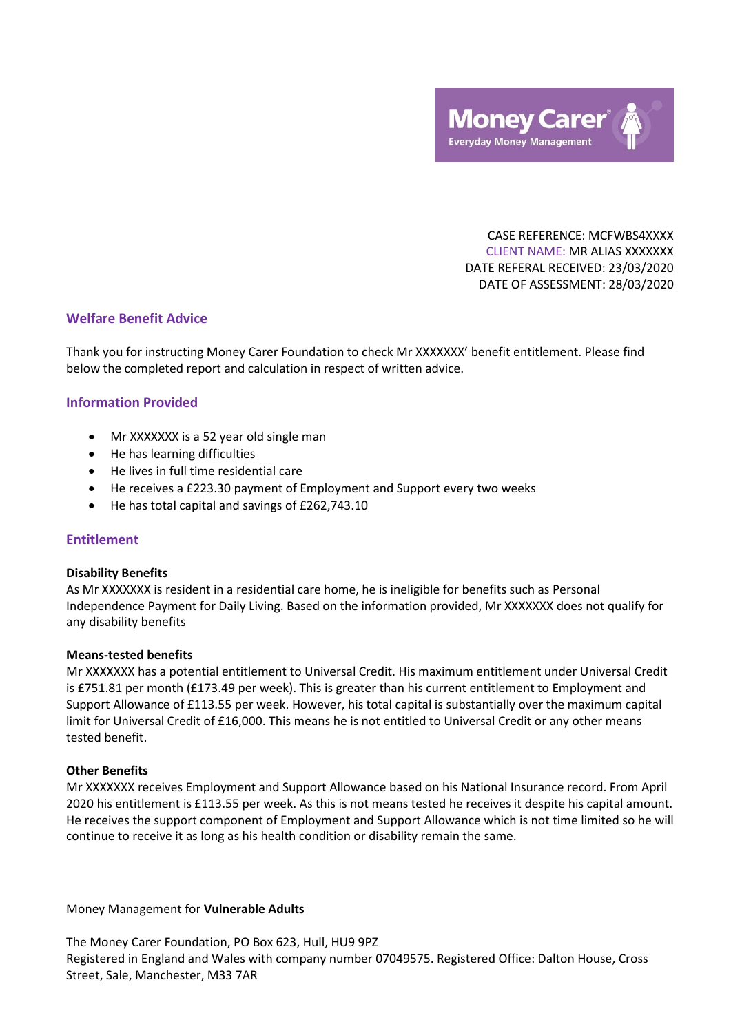Money Carer®
Everyday Money Management

CASE REFERENCE: MCFWBS4XXXX
CLIENT NAME: MR ALIAS XXXXXXX
DATE REFERAL RECEIVED: 23/03/2020
DATE OF ASSESSMENT: 28/03/2020

## Welfare Benefit Advice

Thank you for instructing Money Carer Foundation to check Mr XXXXXXX' benefit entitlement. Please find below the completed report and calculation in respect of written advice.

## Information Provided

- Mr XXXXXXX is a 52 year old single man
- He has learning difficulties
- He lives in full time residential care
- He receives a £223.30 payment of Employment and Support every two weeks
- He has total capital and savings of £262,743.10

## Entitlement

**Disability Benefits**
As Mr XXXXXXX is resident in a residential care home, he is ineligible for benefits such as Personal Independence Payment for Daily Living. Based on the information provided, Mr XXXXXXX does not qualify for any disability benefits

**Means-tested benefits**
Mr XXXXXXX has a potential entitlement to Universal Credit. His maximum entitlement under Universal Credit is £751.81 per month (£173.49 per week). This is greater than his current entitlement to Employment and Support Allowance of £113.55 per week. However, his total capital is substantially over the maximum capital limit for Universal Credit of £16,000. This means he is not entitled to Universal Credit or any other means tested benefit.

**Other Benefits**
Mr XXXXXXX receives Employment and Support Allowance based on his National Insurance record. From April 2020 his entitlement is £113.55 per week. As this is not means tested he receives it despite his capital amount. He receives the support component of Employment and Support Allowance which is not time limited so he will continue to receive it as long as his health condition or disability remain the same.

Money Management for **Vulnerable Adults**

The Money Carer Foundation, PO Box 623, Hull, HU9 9PZ
Registered in England and Wales with company number 07049575. Registered Office: Dalton House, Cross Street, Sale, Manchester, M33 7AR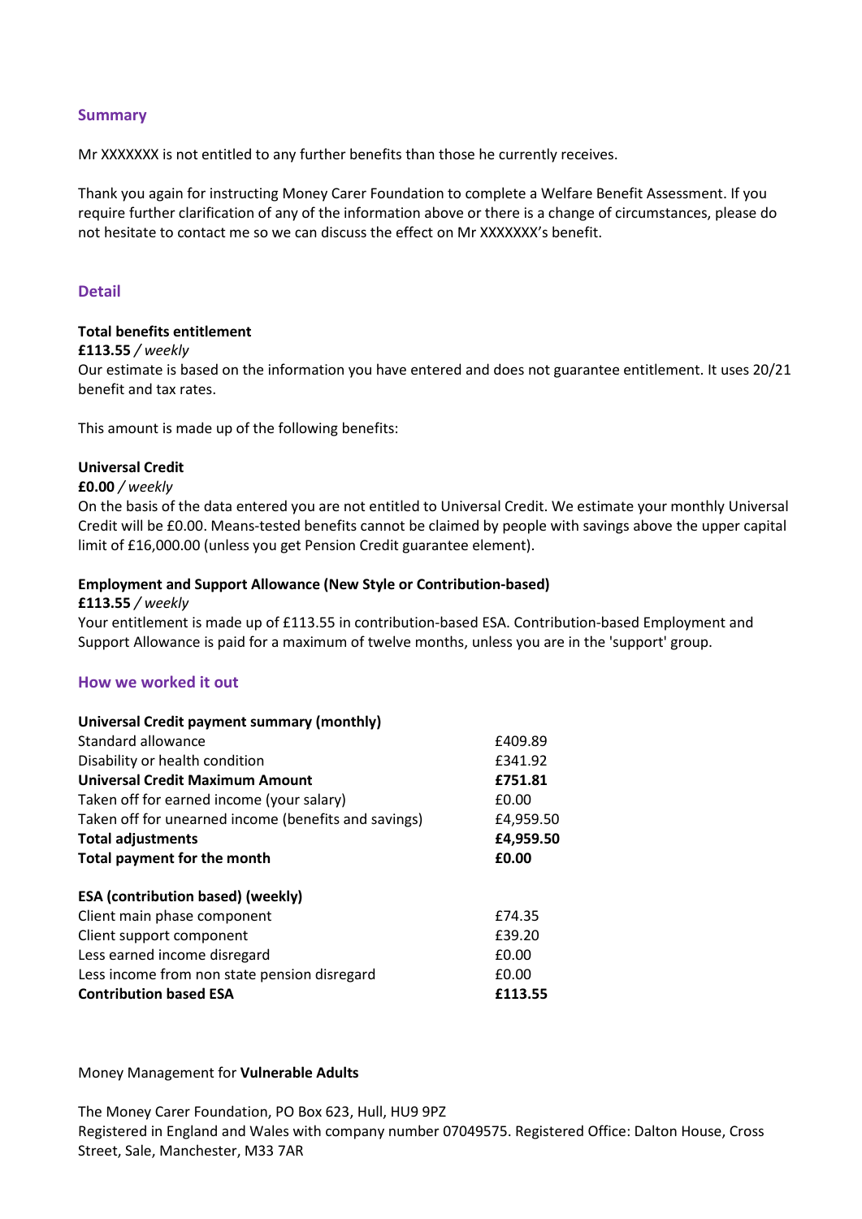## Summary

Mr XXXXXXX is not entitled to any further benefits than those he currently receives.

Thank you again for instructing Money Carer Foundation to complete a Welfare Benefit Assessment. If you require further clarification of any of the information above or there is a change of circumstances, please do not hesitate to contact me so we can discuss the effect on Mr XXXXXXX's benefit.

## Detail

**Total benefits entitlement**

**£113.55** */ weekly*

Our estimate is based on the information you have entered and does not guarantee entitlement. It uses 20/21 benefit and tax rates.

This amount is made up of the following benefits:

**Universal Credit**

**£0.00** */ weekly*

On the basis of the data entered you are not entitled to Universal Credit. We estimate your monthly Universal Credit will be £0.00. Means-tested benefits cannot be claimed by people with savings above the upper capital limit of £16,000.00 (unless you get Pension Credit guarantee element).

**Employment and Support Allowance (New Style or Contribution-based)**

**£113.55** */ weekly*

Your entitlement is made up of £113.55 in contribution-based ESA. Contribution-based Employment and Support Allowance is paid for a maximum of twelve months, unless you are in the 'support' group.

## How we worked it out

| **Universal Credit payment summary (monthly)** | |
|---|---|
| Standard allowance | £409.89 |
| Disability or health condition | £341.92 |
| **Universal Credit Maximum Amount** | **£751.81** |
| Taken off for earned income (your salary) | £0.00 |
| Taken off for unearned income (benefits and savings) | £4,959.50 |
| **Total adjustments** | **£4,959.50** |
| **Total payment for the month** | **£0.00** |

| **ESA (contribution based) (weekly)** | |
|---|---|
| Client main phase component | £74.35 |
| Client support component | £39.20 |
| Less earned income disregard | £0.00 |
| Less income from non state pension disregard | £0.00 |
| **Contribution based ESA** | **£113.55** |

Money Management for **Vulnerable Adults**

The Money Carer Foundation, PO Box 623, Hull, HU9 9PZ
Registered in England and Wales with company number 07049575. Registered Office: Dalton House, Cross Street, Sale, Manchester, M33 7AR